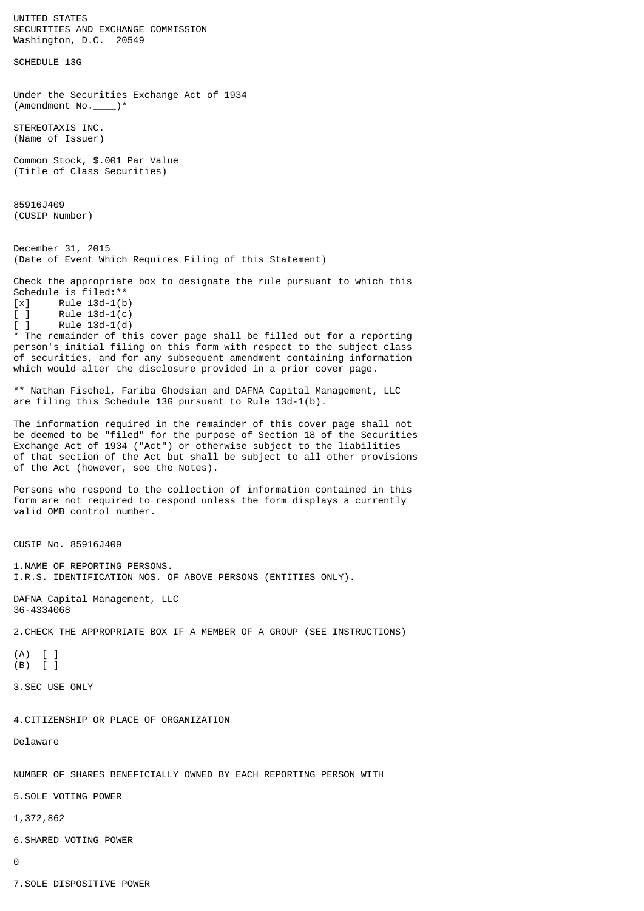UNITED STATES
SECURITIES AND EXCHANGE COMMISSION
Washington, D.C. 20549

SCHEDULE 13G

Under the Securities Exchange Act of 1934
(Amendment No.____)*

STEREOTAXIS INC.
(Name of Issuer)

Common Stock, $.001 Par Value
(Title of Class Securities)

85916J409
(CUSIP Number)

December 31, 2015
(Date of Event Which Requires Filing of this Statement)

Check the appropriate box to designate the rule pursuant to which this Schedule is filed:**
[x] Rule 13d-1(b)
[ ] Rule 13d-1(c)
[ ] Rule 13d-1(d)
* The remainder of this cover page shall be filled out for a reporting person's initial filing on this form with respect to the subject class of securities, and for any subsequent amendment containing information which would alter the disclosure provided in a prior cover page.

** Nathan Fischel, Fariba Ghodsian and DAFNA Capital Management, LLC are filing this Schedule 13G pursuant to Rule 13d-1(b).

The information required in the remainder of this cover page shall not be deemed to be "filed" for the purpose of Section 18 of the Securities Exchange Act of 1934 ("Act") or otherwise subject to the liabilities of that section of the Act but shall be subject to all other provisions of the Act (however, see the Notes).

Persons who respond to the collection of information contained in this form are not required to respond unless the form displays a currently valid OMB control number.

CUSIP No. 85916J409

1.NAME OF REPORTING PERSONS.
I.R.S. IDENTIFICATION NOS. OF ABOVE PERSONS (ENTITIES ONLY).

DAFNA Capital Management, LLC
36-4334068

2.CHECK THE APPROPRIATE BOX IF A MEMBER OF A GROUP (SEE INSTRUCTIONS)

(A) [ ]
(B) [ ]

3.SEC USE ONLY

4.CITIZENSHIP OR PLACE OF ORGANIZATION

Delaware

NUMBER OF SHARES BENEFICIALLY OWNED BY EACH REPORTING PERSON WITH

5.SOLE VOTING POWER

1,372,862

6.SHARED VOTING POWER

0

7.SOLE DISPOSITIVE POWER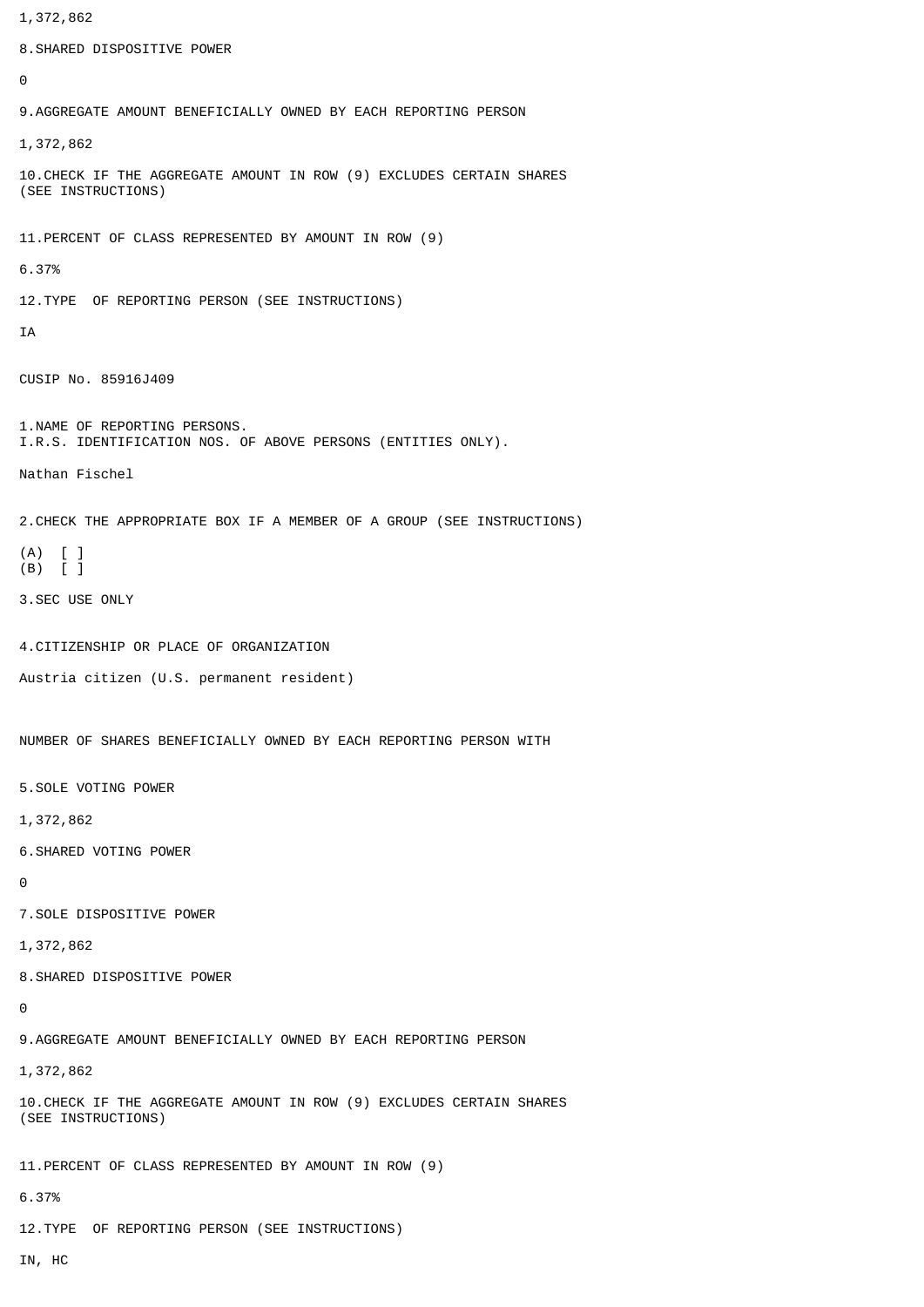1,372,862

8.SHARED DISPOSITIVE POWER

0

9.AGGREGATE AMOUNT BENEFICIALLY OWNED BY EACH REPORTING PERSON

1,372,862

10.CHECK IF THE AGGREGATE AMOUNT IN ROW (9) EXCLUDES CERTAIN SHARES (SEE INSTRUCTIONS)

11.PERCENT OF CLASS REPRESENTED BY AMOUNT IN ROW (9)

6.37%

12.TYPE OF REPORTING PERSON (SEE INSTRUCTIONS)

IA

CUSIP No. 85916J409

1.NAME OF REPORTING PERSONS.
I.R.S. IDENTIFICATION NOS. OF ABOVE PERSONS (ENTITIES ONLY).

Nathan Fischel

2.CHECK THE APPROPRIATE BOX IF A MEMBER OF A GROUP (SEE INSTRUCTIONS)

(A) [ ]
(B) [ ]

3.SEC USE ONLY

4.CITIZENSHIP OR PLACE OF ORGANIZATION

Austria citizen (U.S. permanent resident)

NUMBER OF SHARES BENEFICIALLY OWNED BY EACH REPORTING PERSON WITH

5.SOLE VOTING POWER

1,372,862

6.SHARED VOTING POWER

0

7.SOLE DISPOSITIVE POWER

1,372,862

8.SHARED DISPOSITIVE POWER

0

9.AGGREGATE AMOUNT BENEFICIALLY OWNED BY EACH REPORTING PERSON

1,372,862

10.CHECK IF THE AGGREGATE AMOUNT IN ROW (9) EXCLUDES CERTAIN SHARES (SEE INSTRUCTIONS)

11.PERCENT OF CLASS REPRESENTED BY AMOUNT IN ROW (9)

6.37%

12.TYPE OF REPORTING PERSON (SEE INSTRUCTIONS)

IN, HC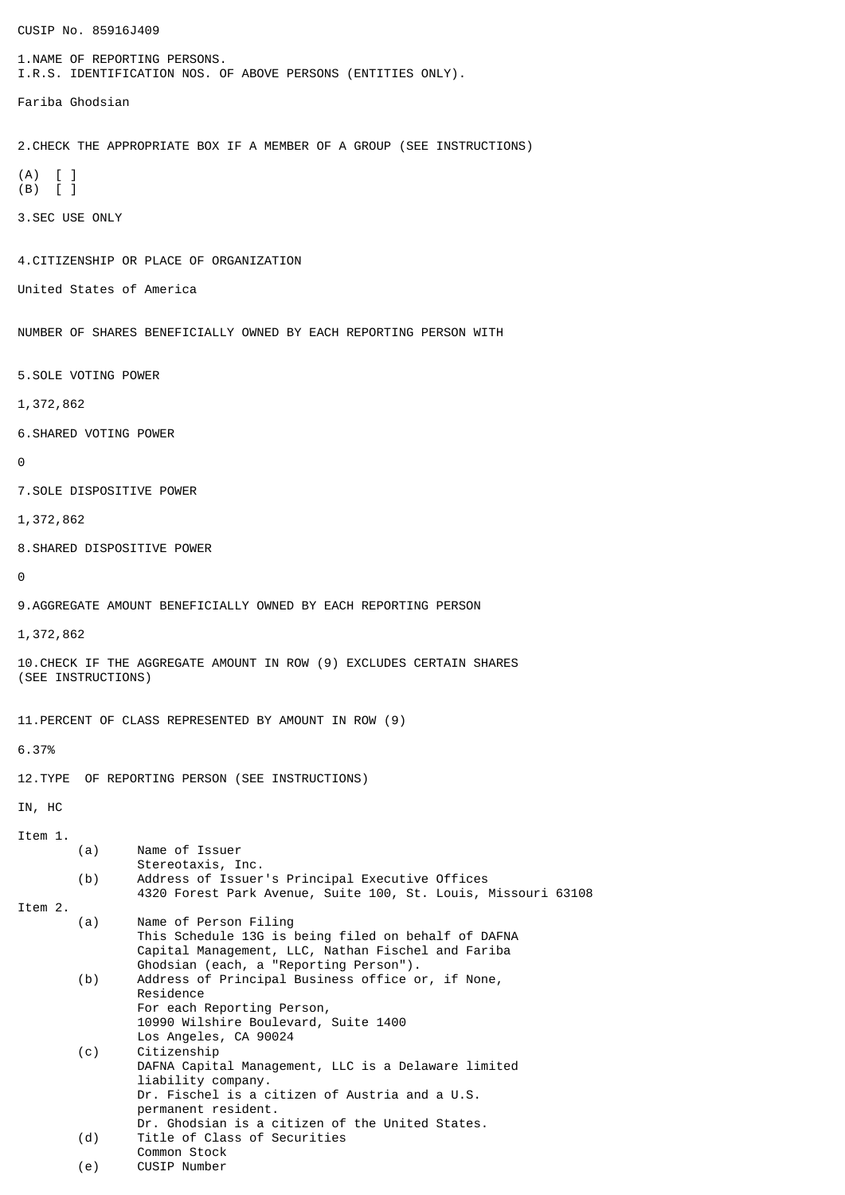CUSIP No. 85916J409

1. NAME OF REPORTING PERSONS.
I.R.S. IDENTIFICATION NOS. OF ABOVE PERSONS (ENTITIES ONLY).

Fariba Ghodsian

2. CHECK THE APPROPRIATE BOX IF A MEMBER OF A GROUP (SEE INSTRUCTIONS)

(A) [ ]
(B) [ ]

3. SEC USE ONLY

4. CITIZENSHIP OR PLACE OF ORGANIZATION

United States of America

NUMBER OF SHARES BENEFICIALLY OWNED BY EACH REPORTING PERSON WITH

5. SOLE VOTING POWER

1,372,862

6. SHARED VOTING POWER

0

7. SOLE DISPOSITIVE POWER

1,372,862

8. SHARED DISPOSITIVE POWER

0

9. AGGREGATE AMOUNT BENEFICIALLY OWNED BY EACH REPORTING PERSON

1,372,862

10. CHECK IF THE AGGREGATE AMOUNT IN ROW (9) EXCLUDES CERTAIN SHARES (SEE INSTRUCTIONS)

11. PERCENT OF CLASS REPRESENTED BY AMOUNT IN ROW (9)

6.37%

12. TYPE OF REPORTING PERSON (SEE INSTRUCTIONS)

IN, HC

Item 1.

(a) Name of Issuer
Stereotaxis, Inc.

(b) Address of Issuer's Principal Executive Offices
4320 Forest Park Avenue, Suite 100, St. Louis, Missouri 63108

Item 2.

(a) Name of Person Filing
This Schedule 13G is being filed on behalf of DAFNA Capital Management, LLC, Nathan Fischel and Fariba Ghodsian (each, a "Reporting Person").

(b) Address of Principal Business office or, if None, Residence
For each Reporting Person,
10990 Wilshire Boulevard, Suite 1400
Los Angeles, CA 90024

(c) Citizenship
DAFNA Capital Management, LLC is a Delaware limited liability company.
Dr. Fischel is a citizen of Austria and a U.S. permanent resident.
Dr. Ghodsian is a citizen of the United States.

(d) Title of Class of Securities
Common Stock

(e) CUSIP Number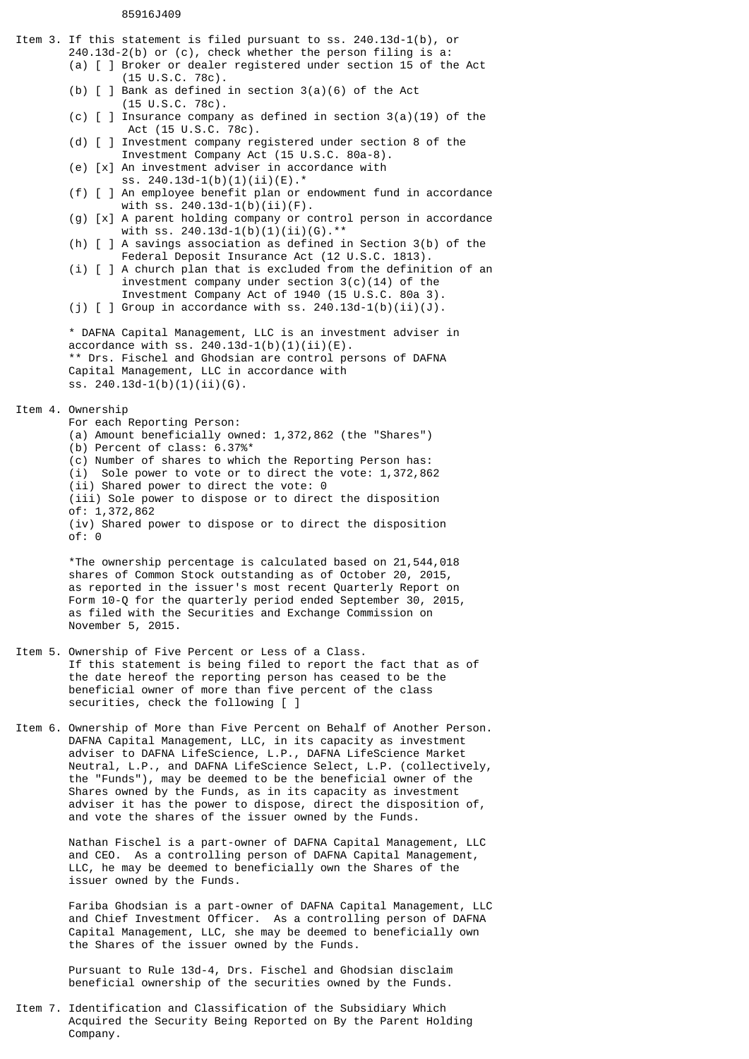85916J409

Item 3. If this statement is filed pursuant to ss. 240.13d-1(b), or 240.13d-2(b) or (c), check whether the person filing is a:

(a) [ ] Broker or dealer registered under section 15 of the Act (15 U.S.C. 78c).
(b) [ ] Bank as defined in section 3(a)(6) of the Act (15 U.S.C. 78c).
(c) [ ] Insurance company as defined in section 3(a)(19) of the Act (15 U.S.C. 78c).
(d) [ ] Investment company registered under section 8 of the Investment Company Act (15 U.S.C. 80a-8).
(e) [x] An investment adviser in accordance with ss. 240.13d-1(b)(1)(ii)(E).*
(f) [ ] An employee benefit plan or endowment fund in accordance with ss. 240.13d-1(b)(ii)(F).
(g) [x] A parent holding company or control person in accordance with ss. 240.13d-1(b)(1)(ii)(G).**
(h) [ ] A savings association as defined in Section 3(b) of the Federal Deposit Insurance Act (12 U.S.C. 1813).
(i) [ ] A church plan that is excluded from the definition of an investment company under section 3(c)(14) of the Investment Company Act of 1940 (15 U.S.C. 80a 3).
(j) [ ] Group in accordance with ss. 240.13d-1(b)(ii)(J).

* DAFNA Capital Management, LLC is an investment adviser in accordance with ss. 240.13d-1(b)(1)(ii)(E).
** Drs. Fischel and Ghodsian are control persons of DAFNA Capital Management, LLC in accordance with ss. 240.13d-1(b)(1)(ii)(G).

Item 4. Ownership

For each Reporting Person:
(a) Amount beneficially owned: 1,372,862 (the "Shares")
(b) Percent of class: 6.37%*
(c) Number of shares to which the Reporting Person has:
(i) Sole power to vote or to direct the vote: 1,372,862
(ii) Shared power to direct the vote: 0
(iii) Sole power to dispose or to direct the disposition of: 1,372,862
(iv) Shared power to dispose or to direct the disposition of: 0

*The ownership percentage is calculated based on 21,544,018 shares of Common Stock outstanding as of October 20, 2015, as reported in the issuer's most recent Quarterly Report on Form 10-Q for the quarterly period ended September 30, 2015, as filed with the Securities and Exchange Commission on November 5, 2015.

Item 5. Ownership of Five Percent or Less of a Class.

If this statement is being filed to report the fact that as of the date hereof the reporting person has ceased to be the beneficial owner of more than five percent of the class securities, check the following [ ]

Item 6. Ownership of More than Five Percent on Behalf of Another Person.

DAFNA Capital Management, LLC, in its capacity as investment adviser to DAFNA LifeScience, L.P., DAFNA LifeScience Market Neutral, L.P., and DAFNA LifeScience Select, L.P. (collectively, the "Funds"), may be deemed to be the beneficial owner of the Shares owned by the Funds, as in its capacity as investment adviser it has the power to dispose, direct the disposition of, and vote the shares of the issuer owned by the Funds.

Nathan Fischel is a part-owner of DAFNA Capital Management, LLC and CEO. As a controlling person of DAFNA Capital Management, LLC, he may be deemed to beneficially own the Shares of the issuer owned by the Funds.

Fariba Ghodsian is a part-owner of DAFNA Capital Management, LLC and Chief Investment Officer. As a controlling person of DAFNA Capital Management, LLC, she may be deemed to beneficially own the Shares of the issuer owned by the Funds.

Pursuant to Rule 13d-4, Drs. Fischel and Ghodsian disclaim beneficial ownership of the securities owned by the Funds.

Item 7. Identification and Classification of the Subsidiary Which Acquired the Security Being Reported on By the Parent Holding Company.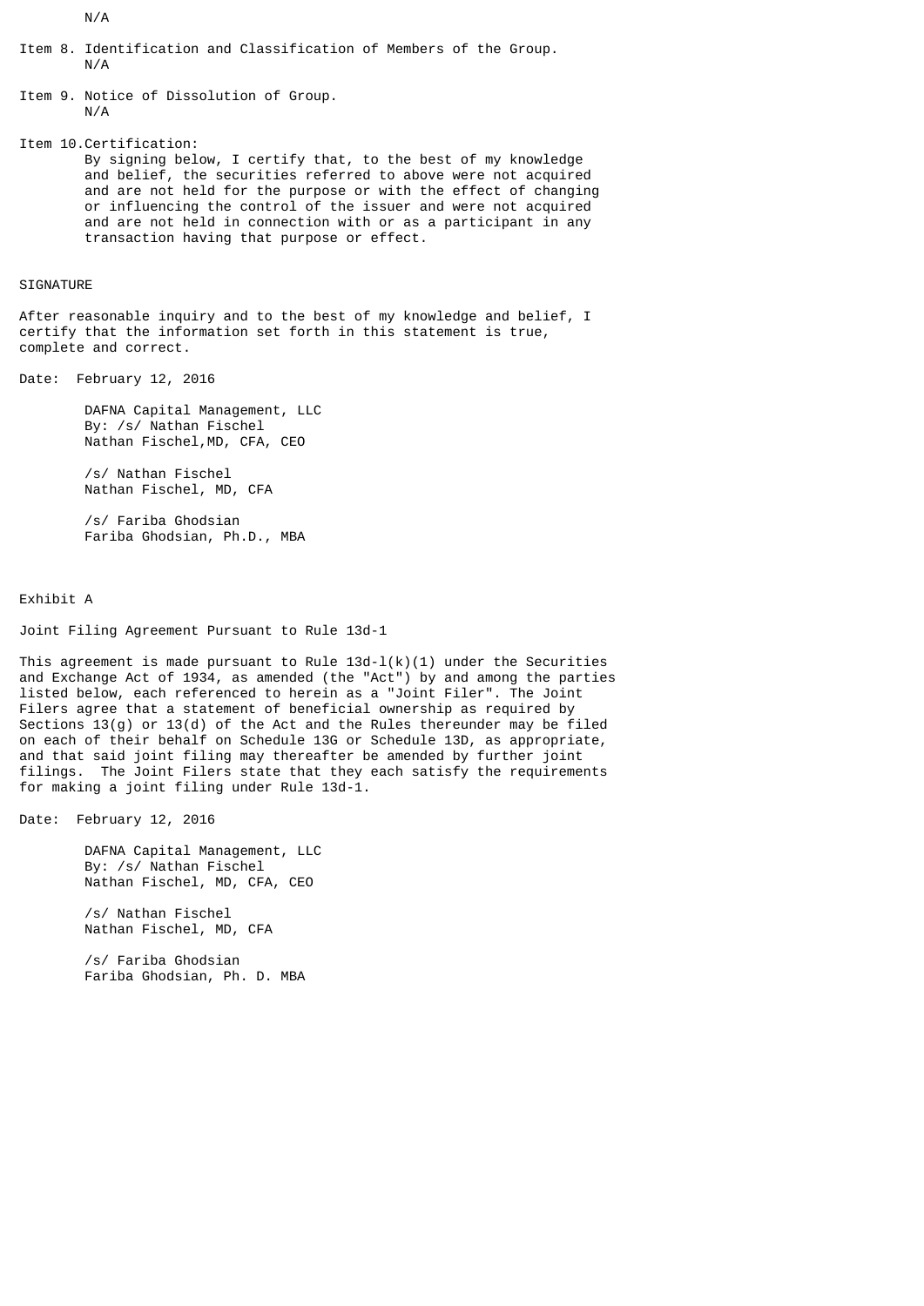N/A

Item 8. Identification and Classification of Members of the Group.
N/A

Item 9. Notice of Dissolution of Group.
N/A

Item 10. Certification:
By signing below, I certify that, to the best of my knowledge and belief, the securities referred to above were not acquired and are not held for the purpose or with the effect of changing or influencing the control of the issuer and were not acquired and are not held in connection with or as a participant in any transaction having that purpose or effect.

SIGNATURE

After reasonable inquiry and to the best of my knowledge and belief, I certify that the information set forth in this statement is true, complete and correct.

Date: February 12, 2016

DAFNA Capital Management, LLC
By: /s/ Nathan Fischel
Nathan Fischel,MD, CFA, CEO

/s/ Nathan Fischel
Nathan Fischel, MD, CFA

/s/ Fariba Ghodsian
Fariba Ghodsian, Ph.D., MBA

Exhibit A

Joint Filing Agreement Pursuant to Rule 13d-1

This agreement is made pursuant to Rule 13d-l(k)(1) under the Securities and Exchange Act of 1934, as amended (the "Act") by and among the parties listed below, each referenced to herein as a "Joint Filer". The Joint Filers agree that a statement of beneficial ownership as required by Sections 13(g) or 13(d) of the Act and the Rules thereunder may be filed on each of their behalf on Schedule 13G or Schedule 13D, as appropriate, and that said joint filing may thereafter be amended by further joint filings. The Joint Filers state that they each satisfy the requirements for making a joint filing under Rule 13d-1.

Date: February 12, 2016

DAFNA Capital Management, LLC
By: /s/ Nathan Fischel
Nathan Fischel, MD, CFA, CEO

/s/ Nathan Fischel
Nathan Fischel, MD, CFA

/s/ Fariba Ghodsian
Fariba Ghodsian, Ph. D. MBA